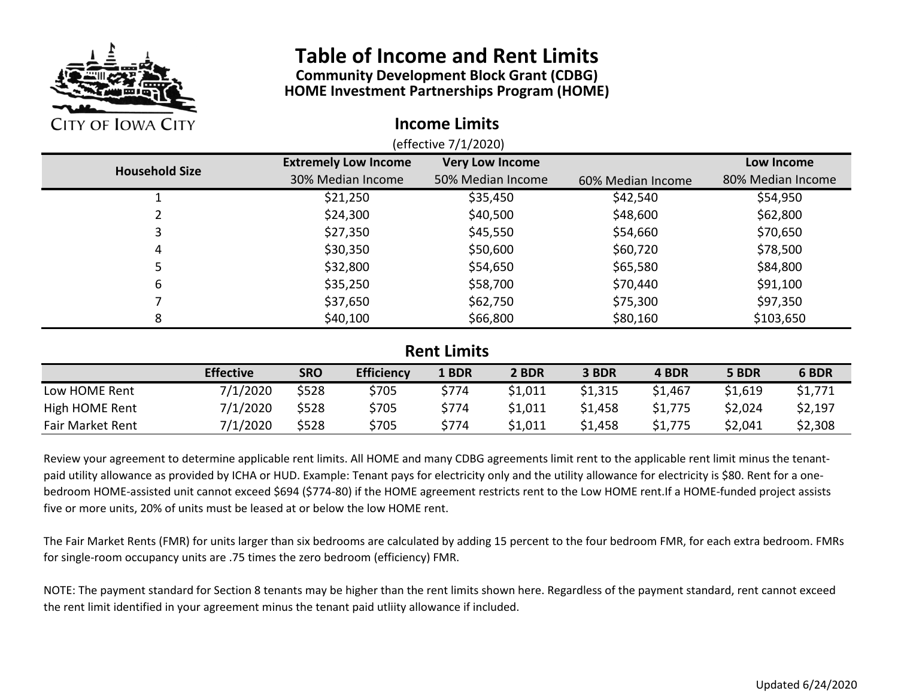CITY OF IOWA CITY

# Table of Income and Rent Limits

**Community Development Block Grant (CDBG)**
**HOME Investment Partnerships Program (HOME)**

## Income Limits

(effective 7/1/2020)

| Household Size | Extremely Low Income 30% Median Income | Very Low Income 50% Median Income | 60% Median Income | Low Income 80% Median Income |
|---|---|---|---|---|
| 1 | $21,250 | $35,450 | $42,540 | $54,950 |
| 2 | $24,300 | $40,500 | $48,600 | $62,800 |
| 3 | $27,350 | $45,550 | $54,660 | $70,650 |
| 4 | $30,350 | $50,600 | $60,720 | $78,500 |
| 5 | $32,800 | $54,650 | $65,580 | $84,800 |
| 6 | $35,250 | $58,700 | $70,440 | $91,100 |
| 7 | $37,650 | $62,750 | $75,300 | $97,350 |
| 8 | $40,100 | $66,800 | $80,160 | $103,650 |

## Rent Limits

| | Effective | SRO | Efficiency | 1 BDR | 2 BDR | 3 BDR | 4 BDR | 5 BDR | 6 BDR |
|---|---|---|---|---|---|---|---|---|---|
| Low HOME Rent | 7/1/2020 | $528 | $705 | $774 | $1,011 | $1,315 | $1,467 | $1,619 | $1,771 |
| High HOME Rent | 7/1/2020 | $528 | $705 | $774 | $1,011 | $1,458 | $1,775 | $2,024 | $2,197 |
| Fair Market Rent | 7/1/2020 | $528 | $705 | $774 | $1,011 | $1,458 | $1,775 | $2,041 | $2,308 |

Review your agreement to determine applicable rent limits. All HOME and many CDBG agreements limit rent to the applicable rent limit minus the tenant-paid utility allowance as provided by ICHA or HUD. Example: Tenant pays for electricity only and the utility allowance for electricity is $80. Rent for a one-bedroom HOME-assisted unit cannot exceed $694 ($774-80) if the HOME agreement restricts rent to the Low HOME rent.If a HOME-funded project assists five or more units, 20% of units must be leased at or below the low HOME rent.

The Fair Market Rents (FMR) for units larger than six bedrooms are calculated by adding 15 percent to the four bedroom FMR, for each extra bedroom. FMRs for single-room occupancy units are .75 times the zero bedroom (efficiency) FMR.

NOTE: The payment standard for Section 8 tenants may be higher than the rent limits shown here. Regardless of the payment standard, rent cannot exceed the rent limit identified in your agreement minus the tenant paid utliity allowance if included.

Updated 6/24/2020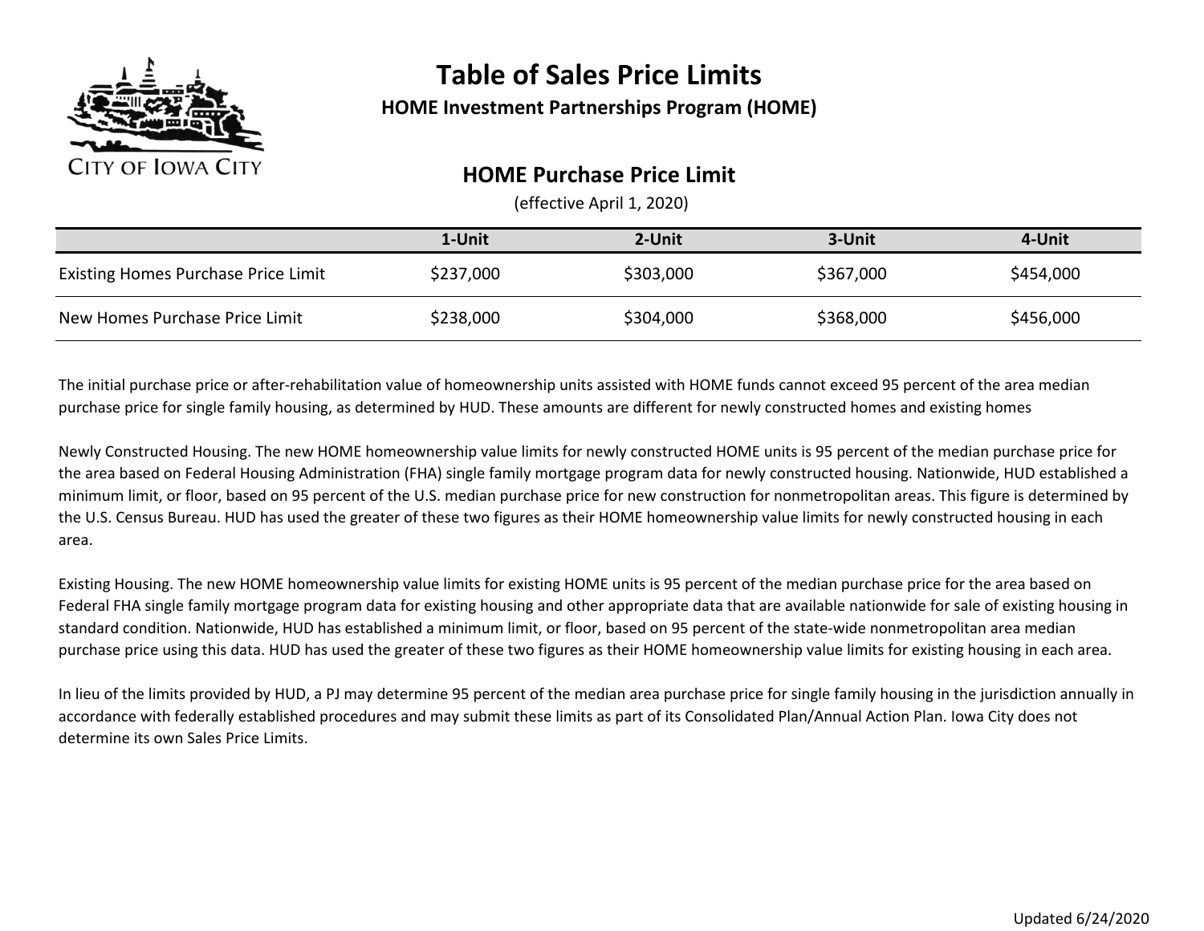# Table of Sales Price Limits

**HOME Investment Partnerships Program (HOME)**

CITY OF IOWA CITY

## HOME Purchase Price Limit

(effective April 1, 2020)

| | 1-Unit | 2-Unit | 3-Unit | 4-Unit |
|---|---|---|---|---|
| Existing Homes Purchase Price Limit | $237,000 | $303,000 | $367,000 | $454,000 |
| New Homes Purchase Price Limit | $238,000 | $304,000 | $368,000 | $456,000 |

The initial purchase price or after-rehabilitation value of homeownership units assisted with HOME funds cannot exceed 95 percent of the area median purchase price for single family housing, as determined by HUD. These amounts are different for newly constructed homes and existing homes

Newly Constructed Housing. The new HOME homeownership value limits for newly constructed HOME units is 95 percent of the median purchase price for the area based on Federal Housing Administration (FHA) single family mortgage program data for newly constructed housing. Nationwide, HUD established a minimum limit, or floor, based on 95 percent of the U.S. median purchase price for new construction for nonmetropolitan areas. This figure is determined by the U.S. Census Bureau. HUD has used the greater of these two figures as their HOME homeownership value limits for newly constructed housing in each area.

Existing Housing. The new HOME homeownership value limits for existing HOME units is 95 percent of the median purchase price for the area based on Federal FHA single family mortgage program data for existing housing and other appropriate data that are available nationwide for sale of existing housing in standard condition. Nationwide, HUD has established a minimum limit, or floor, based on 95 percent of the state-wide nonmetropolitan area median purchase price using this data. HUD has used the greater of these two figures as their HOME homeownership value limits for existing housing in each area.

In lieu of the limits provided by HUD, a PJ may determine 95 percent of the median area purchase price for single family housing in the jurisdiction annually in accordance with federally established procedures and may submit these limits as part of its Consolidated Plan/Annual Action Plan. Iowa City does not determine its own Sales Price Limits.

Updated 6/24/2020